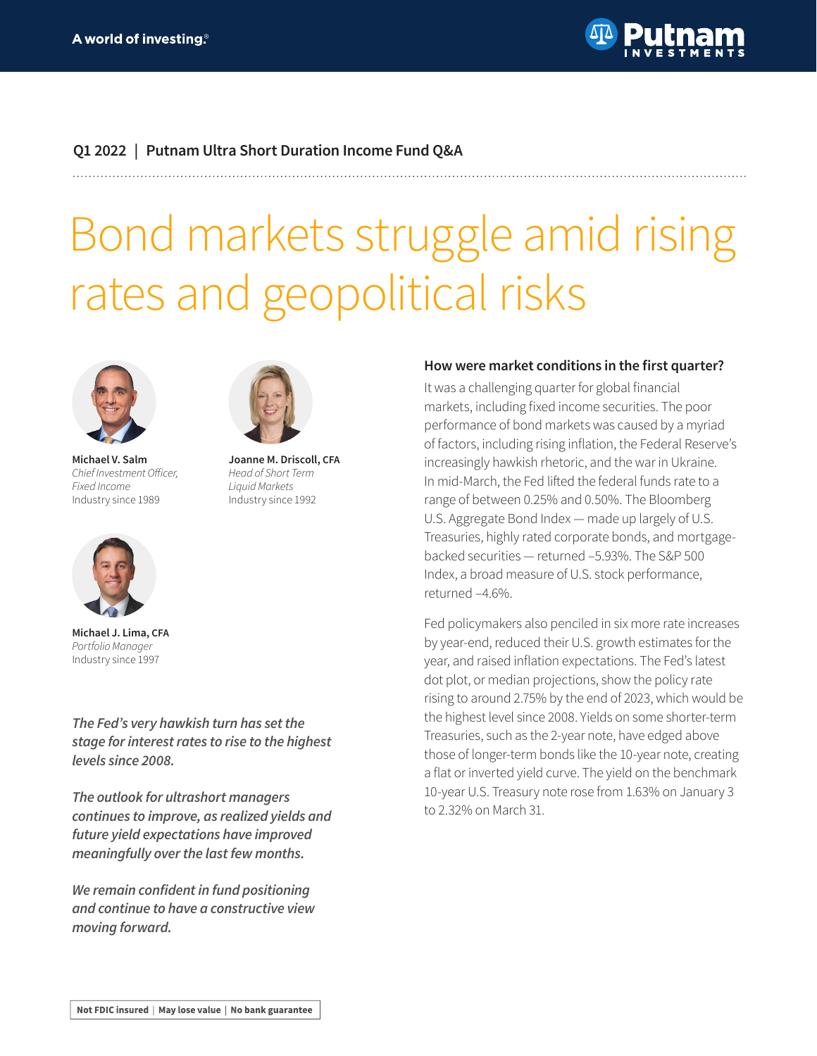A world of investing.®

Putnam INVESTMENTS

**Q1 2022 | Putnam Ultra Short Duration Income Fund Q&A**

# Bond markets struggle amid rising rates and geopolitical risks

**Michael V. Salm**
*Chief Investment Officer, Fixed Income*
Industry since 1989

**Joanne M. Driscoll, CFA**
*Head of Short Term Liquid Markets*
Industry since 1992

**Michael J. Lima, CFA**
*Portfolio Manager*
Industry since 1997

***The Fed's very hawkish turn has set the stage for interest rates to rise to the highest levels since 2008.***

***The outlook for ultrashort managers continues to improve, as realized yields and future yield expectations have improved meaningfully over the last few months.***

***We remain confident in fund positioning and continue to have a constructive view moving forward.***

### How were market conditions in the first quarter?

It was a challenging quarter for global financial markets, including fixed income securities. The poor performance of bond markets was caused by a myriad of factors, including rising inflation, the Federal Reserve's increasingly hawkish rhetoric, and the war in Ukraine. In mid-March, the Fed lifted the federal funds rate to a range of between 0.25% and 0.50%. The Bloomberg U.S. Aggregate Bond Index — made up largely of U.S. Treasuries, highly rated corporate bonds, and mortgage-backed securities — returned –5.93%. The S&P 500 Index, a broad measure of U.S. stock performance, returned –4.6%.

Fed policymakers also penciled in six more rate increases by year-end, reduced their U.S. growth estimates for the year, and raised inflation expectations. The Fed's latest dot plot, or median projections, show the policy rate rising to around 2.75% by the end of 2023, which would be the highest level since 2008. Yields on some shorter-term Treasuries, such as the 2-year note, have edged above those of longer-term bonds like the 10-year note, creating a flat or inverted yield curve. The yield on the benchmark 10-year U.S. Treasury note rose from 1.63% on January 3 to 2.32% on March 31.

**Not FDIC insured | May lose value | No bank guarantee**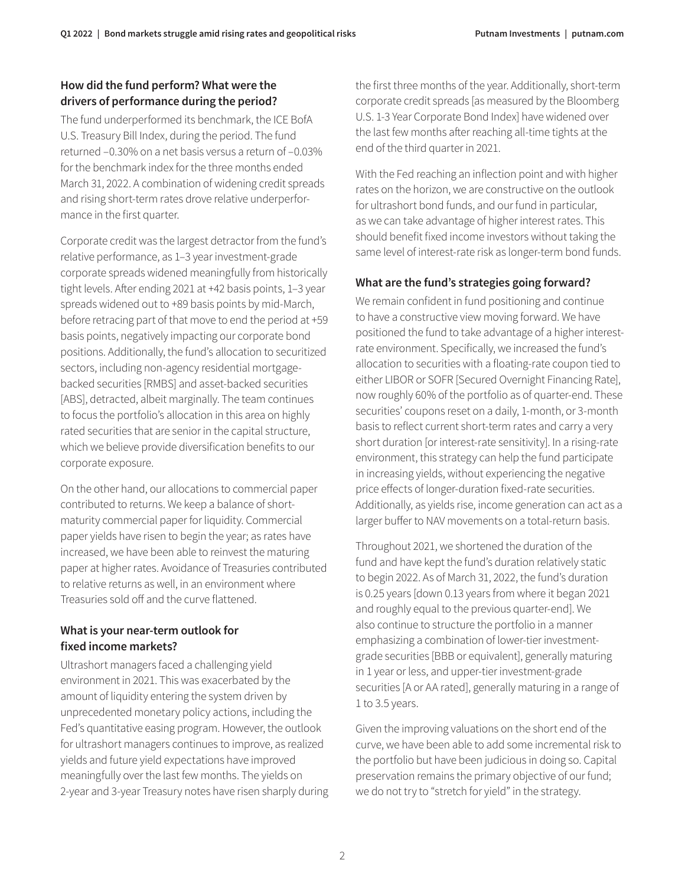### How did the fund perform? What were the drivers of performance during the period?

The fund underperformed its benchmark, the ICE BofA U.S. Treasury Bill Index, during the period. The fund returned –0.30% on a net basis versus a return of –0.03% for the benchmark index for the three months ended March 31, 2022. A combination of widening credit spreads and rising short-term rates drove relative underperformance in the first quarter.

Corporate credit was the largest detractor from the fund's relative performance, as 1–3 year investment-grade corporate spreads widened meaningfully from historically tight levels. After ending 2021 at +42 basis points, 1–3 year spreads widened out to +89 basis points by mid-March, before retracing part of that move to end the period at +59 basis points, negatively impacting our corporate bond positions. Additionally, the fund's allocation to securitized sectors, including non-agency residential mortgage-backed securities [RMBS] and asset-backed securities [ABS], detracted, albeit marginally. The team continues to focus the portfolio's allocation in this area on highly rated securities that are senior in the capital structure, which we believe provide diversification benefits to our corporate exposure.

On the other hand, our allocations to commercial paper contributed to returns. We keep a balance of short-maturity commercial paper for liquidity. Commercial paper yields have risen to begin the year; as rates have increased, we have been able to reinvest the maturing paper at higher rates. Avoidance of Treasuries contributed to relative returns as well, in an environment where Treasuries sold off and the curve flattened.

### What is your near-term outlook for fixed income markets?

Ultrashort managers faced a challenging yield environment in 2021. This was exacerbated by the amount of liquidity entering the system driven by unprecedented monetary policy actions, including the Fed's quantitative easing program. However, the outlook for ultrashort managers continues to improve, as realized yields and future yield expectations have improved meaningfully over the last few months. The yields on 2-year and 3-year Treasury notes have risen sharply during the first three months of the year. Additionally, short-term corporate credit spreads [as measured by the Bloomberg U.S. 1-3 Year Corporate Bond Index] have widened over the last few months after reaching all-time tights at the end of the third quarter in 2021.

With the Fed reaching an inflection point and with higher rates on the horizon, we are constructive on the outlook for ultrashort bond funds, and our fund in particular, as we can take advantage of higher interest rates. This should benefit fixed income investors without taking the same level of interest-rate risk as longer-term bond funds.

### What are the fund's strategies going forward?

We remain confident in fund positioning and continue to have a constructive view moving forward. We have positioned the fund to take advantage of a higher interest-rate environment. Specifically, we increased the fund's allocation to securities with a floating-rate coupon tied to either LIBOR or SOFR [Secured Overnight Financing Rate], now roughly 60% of the portfolio as of quarter-end. These securities' coupons reset on a daily, 1-month, or 3-month basis to reflect current short-term rates and carry a very short duration [or interest-rate sensitivity]. In a rising-rate environment, this strategy can help the fund participate in increasing yields, without experiencing the negative price effects of longer-duration fixed-rate securities. Additionally, as yields rise, income generation can act as a larger buffer to NAV movements on a total-return basis.

Throughout 2021, we shortened the duration of the fund and have kept the fund's duration relatively static to begin 2022. As of March 31, 2022, the fund's duration is 0.25 years [down 0.13 years from where it began 2021 and roughly equal to the previous quarter-end]. We also continue to structure the portfolio in a manner emphasizing a combination of lower-tier investment-grade securities [BBB or equivalent], generally maturing in 1 year or less, and upper-tier investment-grade securities [A or AA rated], generally maturing in a range of 1 to 3.5 years.

Given the improving valuations on the short end of the curve, we have been able to add some incremental risk to the portfolio but have been judicious in doing so. Capital preservation remains the primary objective of our fund; we do not try to "stretch for yield" in the strategy.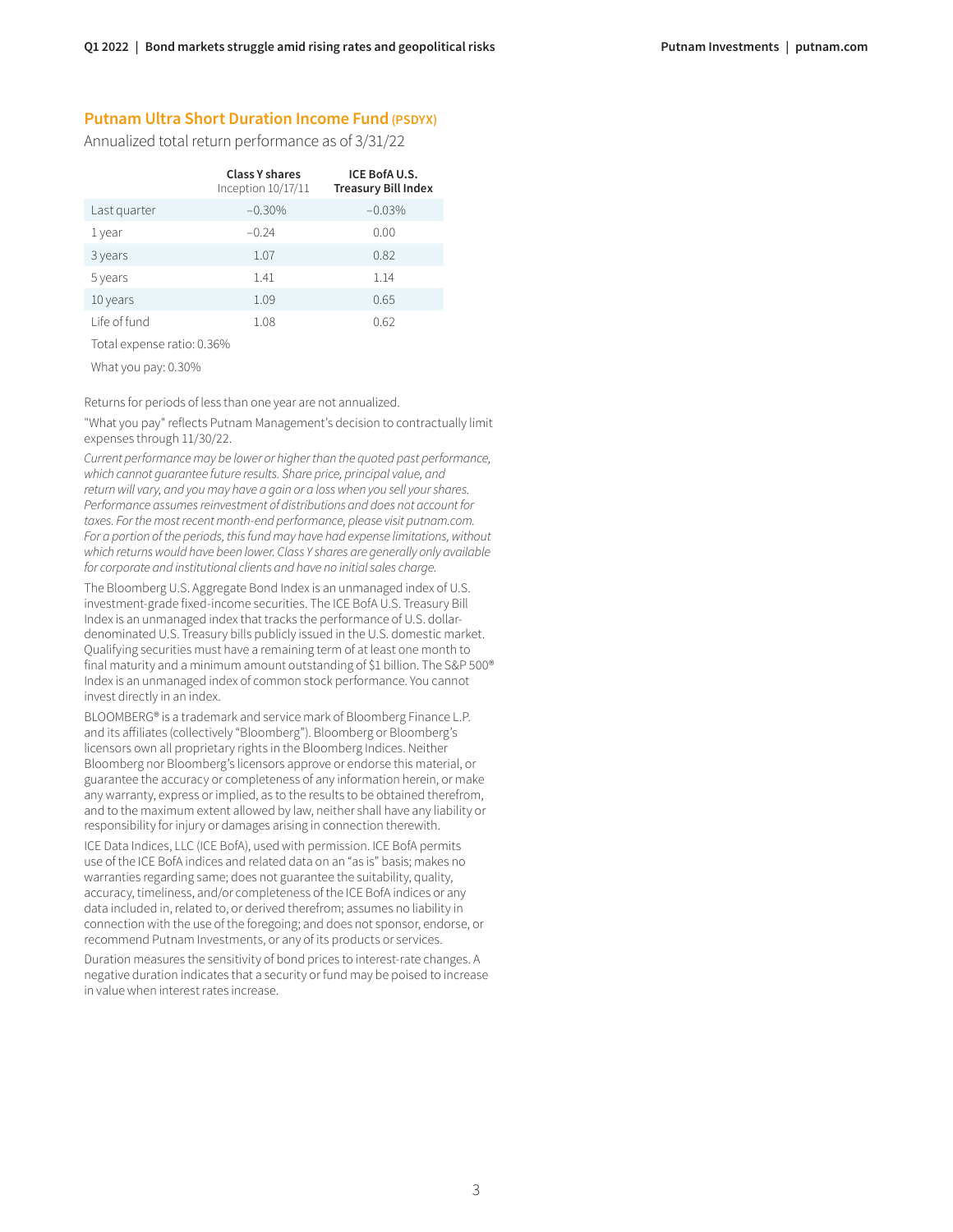## Putnam Ultra Short Duration Income Fund (PSDYX)

Annualized total return performance as of 3/31/22

| | Class Y shares Inception 10/17/11 | ICE BofA U.S. Treasury Bill Index |
|---|---|---|
| Last quarter | −0.30% | −0.03% |
| 1 year | −0.24 | 0.00 |
| 3 years | 1.07 | 0.82 |
| 5 years | 1.41 | 1.14 |
| 10 years | 1.09 | 0.65 |
| Life of fund | 1.08 | 0.62 |

Total expense ratio: 0.36%

What you pay: 0.30%

Returns for periods of less than one year are not annualized.

"What you pay" reflects Putnam Management's decision to contractually limit expenses through 11/30/22.

*Current performance may be lower or higher than the quoted past performance, which cannot guarantee future results. Share price, principal value, and return will vary, and you may have a gain or a loss when you sell your shares. Performance assumes reinvestment of distributions and does not account for taxes. For the most recent month-end performance, please visit putnam.com. For a portion of the periods, this fund may have had expense limitations, without which returns would have been lower. Class Y shares are generally only available for corporate and institutional clients and have no initial sales charge.*

The Bloomberg U.S. Aggregate Bond Index is an unmanaged index of U.S. investment-grade fixed-income securities. The ICE BofA U.S. Treasury Bill Index is an unmanaged index that tracks the performance of U.S. dollar-denominated U.S. Treasury bills publicly issued in the U.S. domestic market. Qualifying securities must have a remaining term of at least one month to final maturity and a minimum amount outstanding of $1 billion. The S&P 500® Index is an unmanaged index of common stock performance. You cannot invest directly in an index.

BLOOMBERG® is a trademark and service mark of Bloomberg Finance L.P. and its affiliates (collectively "Bloomberg"). Bloomberg or Bloomberg's licensors own all proprietary rights in the Bloomberg Indices. Neither Bloomberg nor Bloomberg's licensors approve or endorse this material, or guarantee the accuracy or completeness of any information herein, or make any warranty, express or implied, as to the results to be obtained therefrom, and to the maximum extent allowed by law, neither shall have any liability or responsibility for injury or damages arising in connection therewith.

ICE Data Indices, LLC (ICE BofA), used with permission. ICE BofA permits use of the ICE BofA indices and related data on an "as is" basis; makes no warranties regarding same; does not guarantee the suitability, quality, accuracy, timeliness, and/or completeness of the ICE BofA indices or any data included in, related to, or derived therefrom; assumes no liability in connection with the use of the foregoing; and does not sponsor, endorse, or recommend Putnam Investments, or any of its products or services.

Duration measures the sensitivity of bond prices to interest-rate changes. A negative duration indicates that a security or fund may be poised to increase in value when interest rates increase.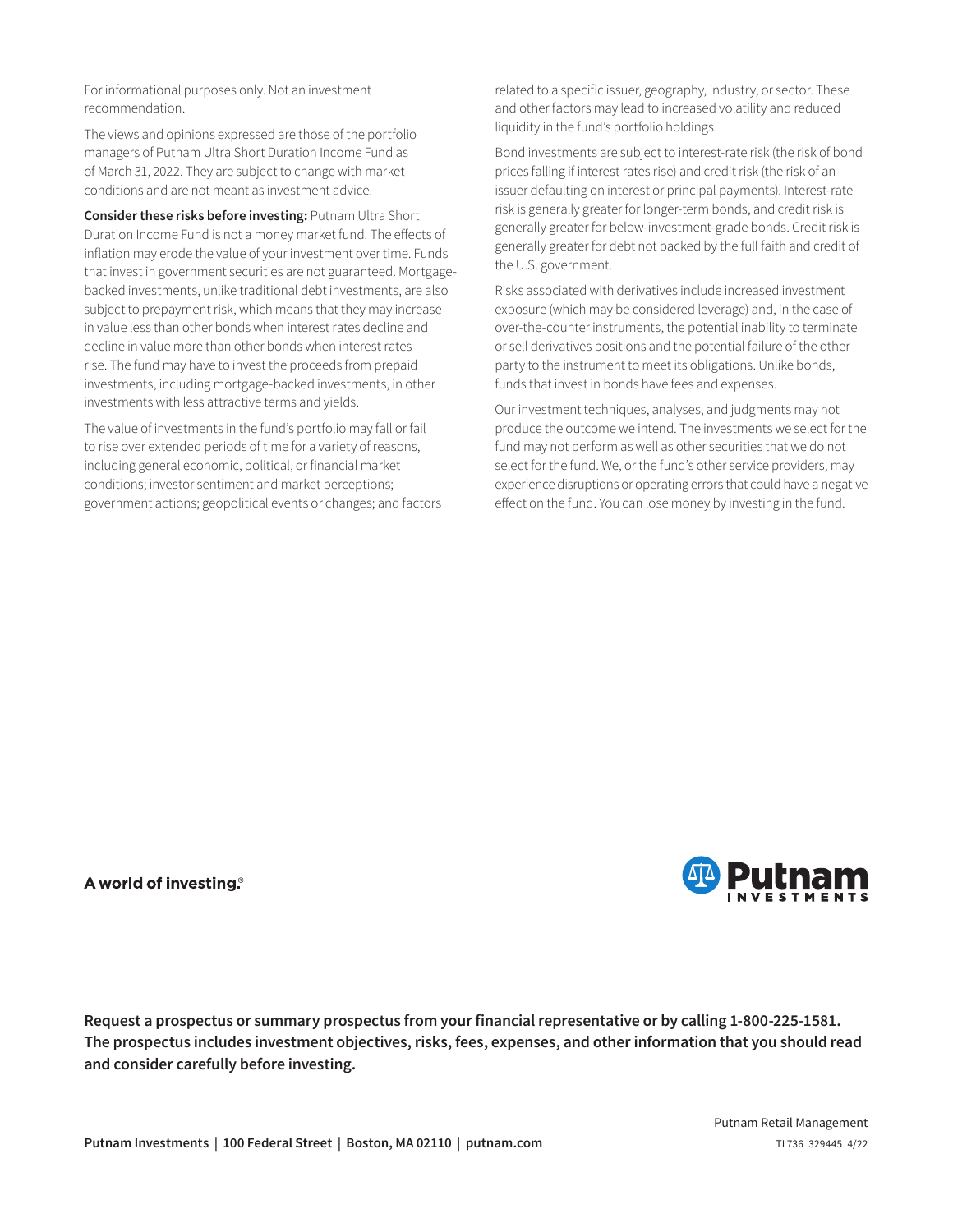For informational purposes only. Not an investment recommendation.

The views and opinions expressed are those of the portfolio managers of Putnam Ultra Short Duration Income Fund as of March 31, 2022. They are subject to change with market conditions and are not meant as investment advice.

**Consider these risks before investing:** Putnam Ultra Short Duration Income Fund is not a money market fund. The effects of inflation may erode the value of your investment over time. Funds that invest in government securities are not guaranteed. Mortgage-backed investments, unlike traditional debt investments, are also subject to prepayment risk, which means that they may increase in value less than other bonds when interest rates decline and decline in value more than other bonds when interest rates rise. The fund may have to invest the proceeds from prepaid investments, including mortgage-backed investments, in other investments with less attractive terms and yields.

The value of investments in the fund's portfolio may fall or fail to rise over extended periods of time for a variety of reasons, including general economic, political, or financial market conditions; investor sentiment and market perceptions; government actions; geopolitical events or changes; and factors related to a specific issuer, geography, industry, or sector. These and other factors may lead to increased volatility and reduced liquidity in the fund's portfolio holdings.

Bond investments are subject to interest-rate risk (the risk of bond prices falling if interest rates rise) and credit risk (the risk of an issuer defaulting on interest or principal payments). Interest-rate risk is generally greater for longer-term bonds, and credit risk is generally greater for below-investment-grade bonds. Credit risk is generally greater for debt not backed by the full faith and credit of the U.S. government.

Risks associated with derivatives include increased investment exposure (which may be considered leverage) and, in the case of over-the-counter instruments, the potential inability to terminate or sell derivatives positions and the potential failure of the other party to the instrument to meet its obligations. Unlike bonds, funds that invest in bonds have fees and expenses.

Our investment techniques, analyses, and judgments may not produce the outcome we intend. The investments we select for the fund may not perform as well as other securities that we do not select for the fund. We, or the fund's other service providers, may experience disruptions or operating errors that could have a negative effect on the fund. You can lose money by investing in the fund.

**A world of investing.®**

Putnam INVESTMENTS

**Request a prospectus or summary prospectus from your financial representative or by calling 1-800-225-1581. The prospectus includes investment objectives, risks, fees, expenses, and other information that you should read and consider carefully before investing.**

**Putnam Investments | 100 Federal Street | Boston, MA 02110 | putnam.com**

Putnam Retail Management

TL736 329445 4/22